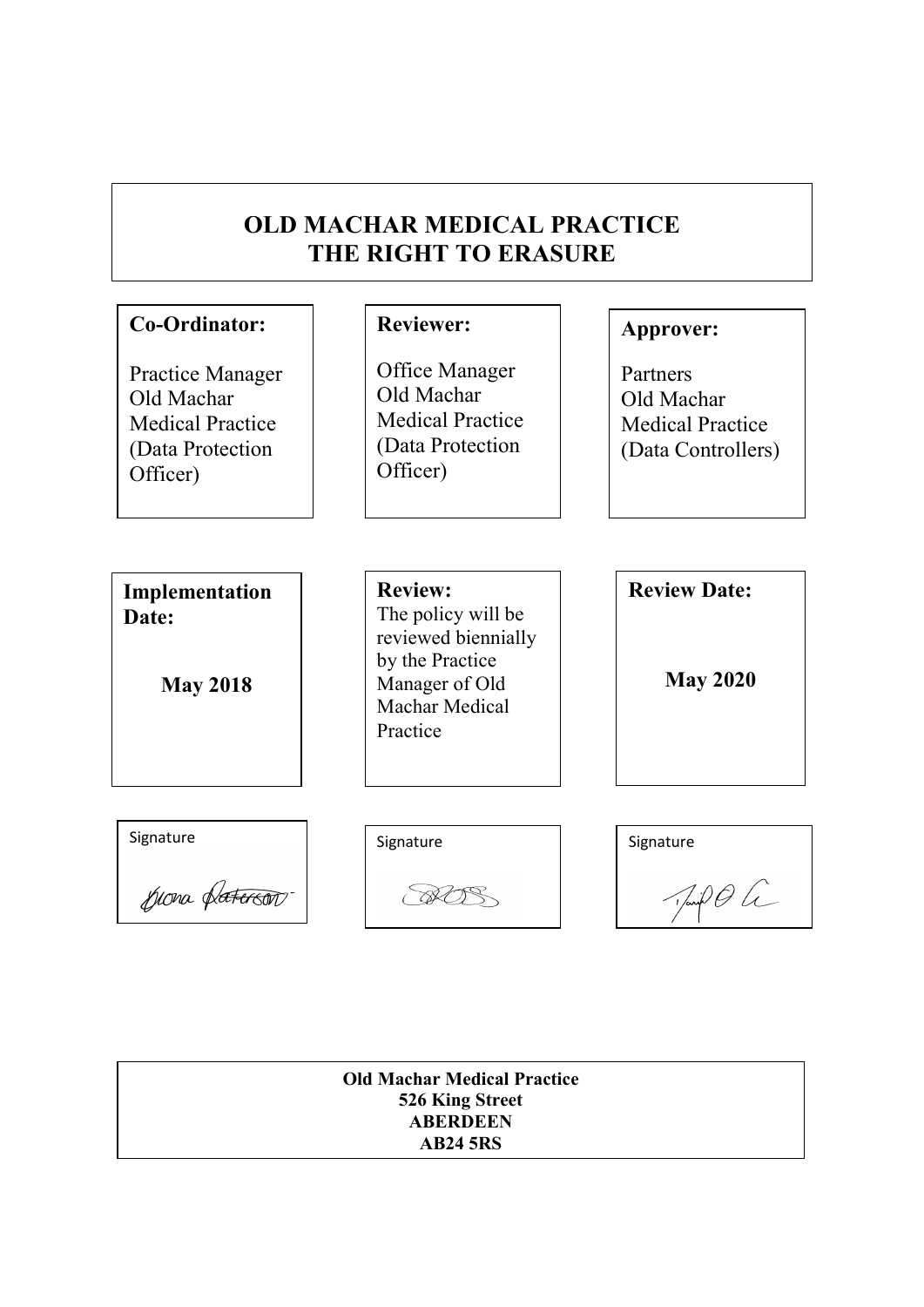# OLD MACHAR MEDICAL PRACTICE
# THE RIGHT TO ERASURE

**Co-Ordinator:**

Practice Manager
Old Machar
Medical Practice
(Data Protection
Officer)

**Reviewer:**

Office Manager
Old Machar
Medical Practice
(Data Protection
Officer)

**Approver:**

Partners
Old Machar
Medical Practice
(Data Controllers)

**Implementation Date:**

**May 2018**

**Review:**
The policy will be reviewed biennially by the Practice Manager of Old Machar Medical Practice

**Review Date:**

**May 2020**

Signature

Fiona Paterson

Signature

Signature

**Old Machar Medical Practice**
**526 King Street**
**ABERDEEN**
**AB24 5RS**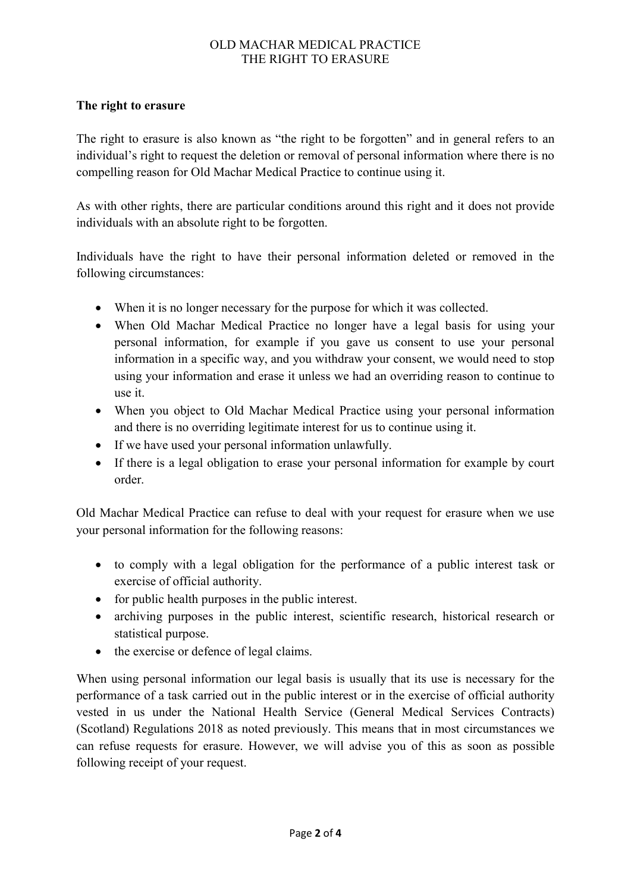## The right to erasure

The right to erasure is also known as "the right to be forgotten" and in general refers to an individual's right to request the deletion or removal of personal information where there is no compelling reason for Old Machar Medical Practice to continue using it.

As with other rights, there are particular conditions around this right and it does not provide individuals with an absolute right to be forgotten.

Individuals have the right to have their personal information deleted or removed in the following circumstances:

- When it is no longer necessary for the purpose for which it was collected.
- When Old Machar Medical Practice no longer have a legal basis for using your personal information, for example if you gave us consent to use your personal information in a specific way, and you withdraw your consent, we would need to stop using your information and erase it unless we had an overriding reason to continue to use it.
- When you object to Old Machar Medical Practice using your personal information and there is no overriding legitimate interest for us to continue using it.
- If we have used your personal information unlawfully.
- If there is a legal obligation to erase your personal information for example by court order.

Old Machar Medical Practice can refuse to deal with your request for erasure when we use your personal information for the following reasons:

- to comply with a legal obligation for the performance of a public interest task or exercise of official authority.
- for public health purposes in the public interest.
- archiving purposes in the public interest, scientific research, historical research or statistical purpose.
- the exercise or defence of legal claims.

When using personal information our legal basis is usually that its use is necessary for the performance of a task carried out in the public interest or in the exercise of official authority vested in us under the National Health Service (General Medical Services Contracts) (Scotland) Regulations 2018 as noted previously. This means that in most circumstances we can refuse requests for erasure. However, we will advise you of this as soon as possible following receipt of your request.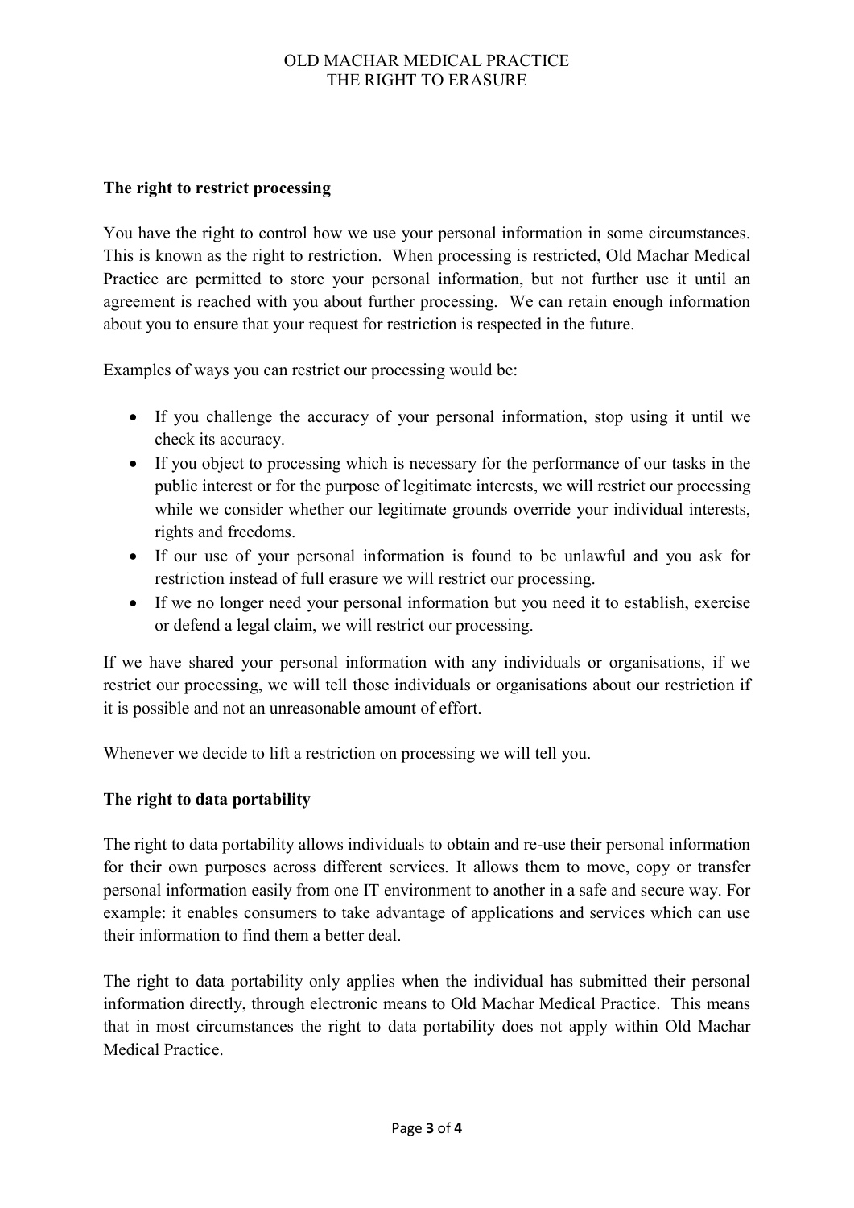## The right to restrict processing

You have the right to control how we use your personal information in some circumstances. This is known as the right to restriction. When processing is restricted, Old Machar Medical Practice are permitted to store your personal information, but not further use it until an agreement is reached with you about further processing. We can retain enough information about you to ensure that your request for restriction is respected in the future.

Examples of ways you can restrict our processing would be:

- If you challenge the accuracy of your personal information, stop using it until we check its accuracy.
- If you object to processing which is necessary for the performance of our tasks in the public interest or for the purpose of legitimate interests, we will restrict our processing while we consider whether our legitimate grounds override your individual interests, rights and freedoms.
- If our use of your personal information is found to be unlawful and you ask for restriction instead of full erasure we will restrict our processing.
- If we no longer need your personal information but you need it to establish, exercise or defend a legal claim, we will restrict our processing.

If we have shared your personal information with any individuals or organisations, if we restrict our processing, we will tell those individuals or organisations about our restriction if it is possible and not an unreasonable amount of effort.

Whenever we decide to lift a restriction on processing we will tell you.

## The right to data portability

The right to data portability allows individuals to obtain and re-use their personal information for their own purposes across different services. It allows them to move, copy or transfer personal information easily from one IT environment to another in a safe and secure way. For example: it enables consumers to take advantage of applications and services which can use their information to find them a better deal.

The right to data portability only applies when the individual has submitted their personal information directly, through electronic means to Old Machar Medical Practice. This means that in most circumstances the right to data portability does not apply within Old Machar Medical Practice.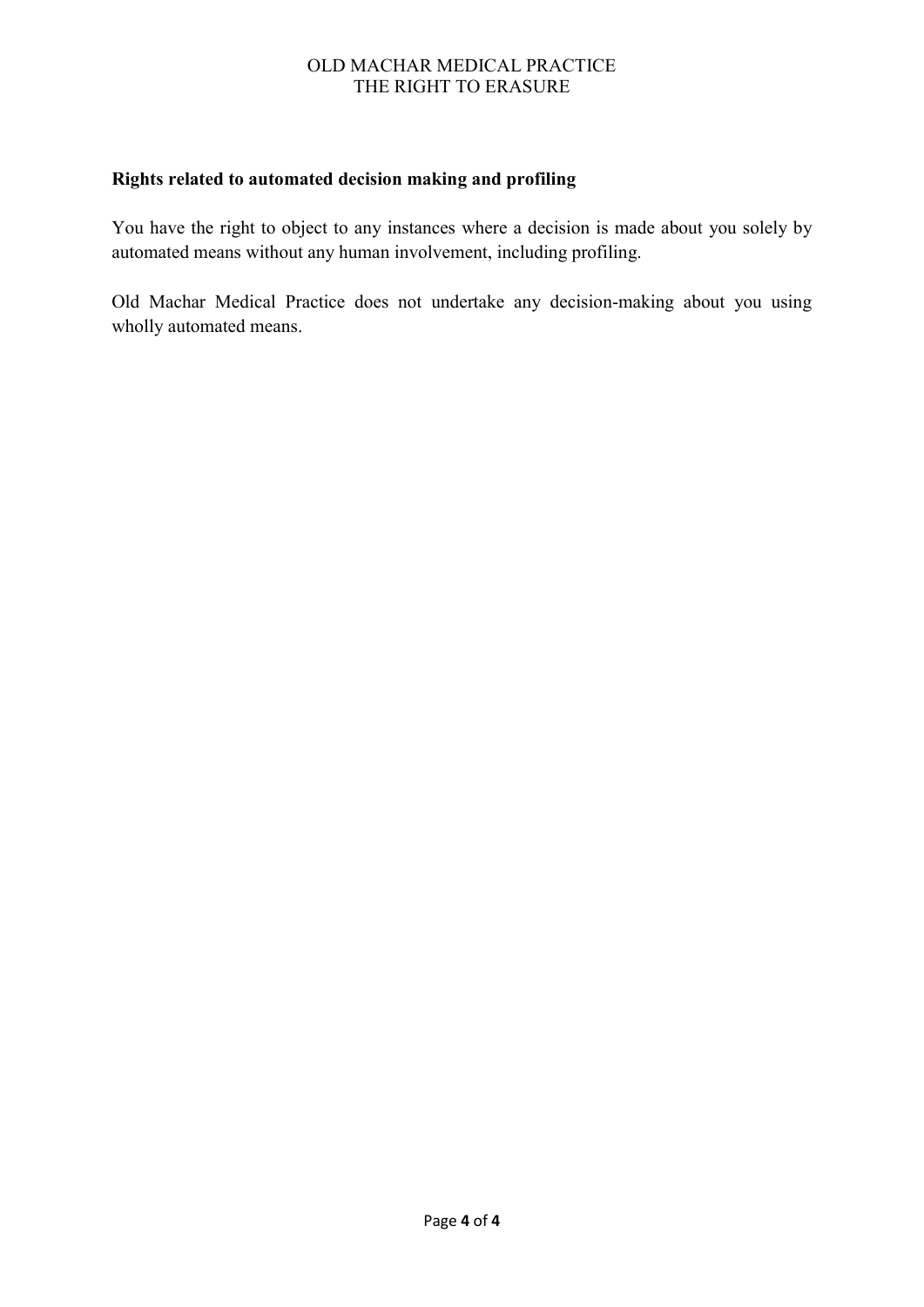## Rights related to automated decision making and profiling

You have the right to object to any instances where a decision is made about you solely by automated means without any human involvement, including profiling.

Old Machar Medical Practice does not undertake any decision-making about you using wholly automated means.